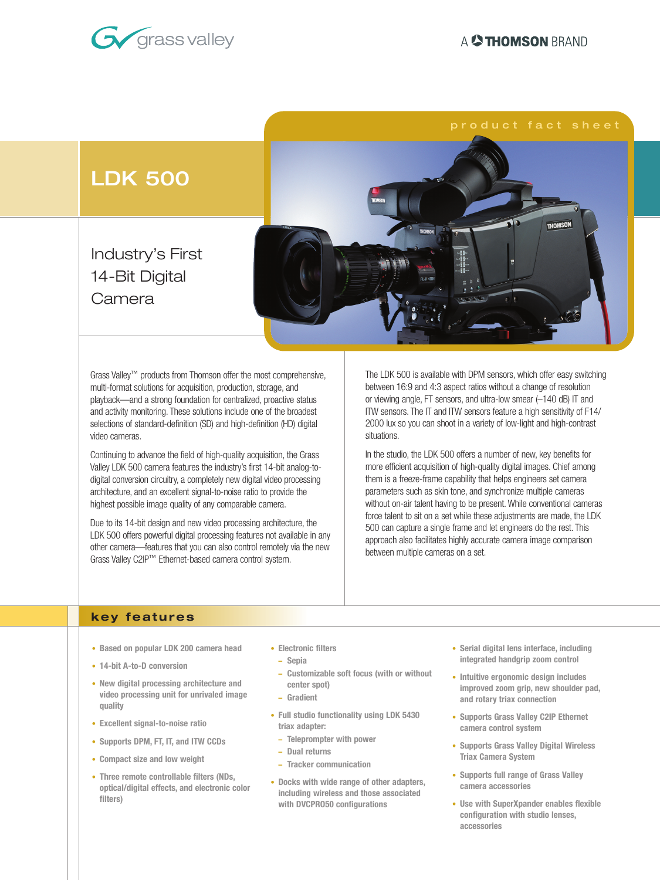grass valley

A THOMSON BRAND

product fact sheet

# LDK 500

## Industry's First 14-Bit Digital Camera

Grass Valley™ products from Thomson offer the most comprehensive, multi-format solutions for acquisition, production, storage, and playback—and a strong foundation for centralized, proactive status and activity monitoring. These solutions include one of the broadest selections of standard-definition (SD) and high-definition (HD) digital video cameras.

Continuing to advance the field of high-quality acquisition, the Grass Valley LDK 500 camera features the industry's first 14-bit analog-to-digital conversion circuitry, a completely new digital video processing architecture, and an excellent signal-to-noise ratio to provide the highest possible image quality of any comparable camera.

Due to its 14-bit design and new video processing architecture, the LDK 500 offers powerful digital processing features not available in any other camera—features that you can also control remotely via the new Grass Valley C2IP™ Ethernet-based camera control system.

The LDK 500 is available with DPM sensors, which offer easy switching between 16:9 and 4:3 aspect ratios without a change of resolution or viewing angle, FT sensors, and ultra-low smear (–140 dB) IT and ITW sensors. The IT and ITW sensors feature a high sensitivity of F14/2000 lux so you can shoot in a variety of low-light and high-contrast situations.

In the studio, the LDK 500 offers a number of new, key benefits for more efficient acquisition of high-quality digital images. Chief among them is a freeze-frame capability that helps engineers set camera parameters such as skin tone, and synchronize multiple cameras without on-air talent having to be present. While conventional cameras force talent to sit on a set while these adjustments are made, the LDK 500 can capture a single frame and let engineers do the rest. This approach also facilitates highly accurate camera image comparison between multiple cameras on a set.

## key features

- Based on popular LDK 200 camera head
- 14-bit A-to-D conversion
- New digital processing architecture and video processing unit for unrivaled image quality
- Excellent signal-to-noise ratio
- Supports DPM, FT, IT, and ITW CCDs
- Compact size and low weight
- Three remote controllable filters (NDs, optical/digital effects, and electronic color filters)
- Electronic filters
  - Sepia
  - Customizable soft focus (with or without center spot)
  - Gradient
- Full studio functionality using LDK 5430 triax adapter:
  - Teleprompter with power
  - Dual returns
  - Tracker communication
- Docks with wide range of other adapters, including wireless and those associated with DVCPRO50 configurations
- Serial digital lens interface, including integrated handgrip zoom control
- Intuitive ergonomic design includes improved zoom grip, new shoulder pad, and rotary triax connection
- Supports Grass Valley C2IP Ethernet camera control system
- Supports Grass Valley Digital Wireless Triax Camera System
- Supports full range of Grass Valley camera accessories
- Use with SuperXpander enables flexible configuration with studio lenses, accessories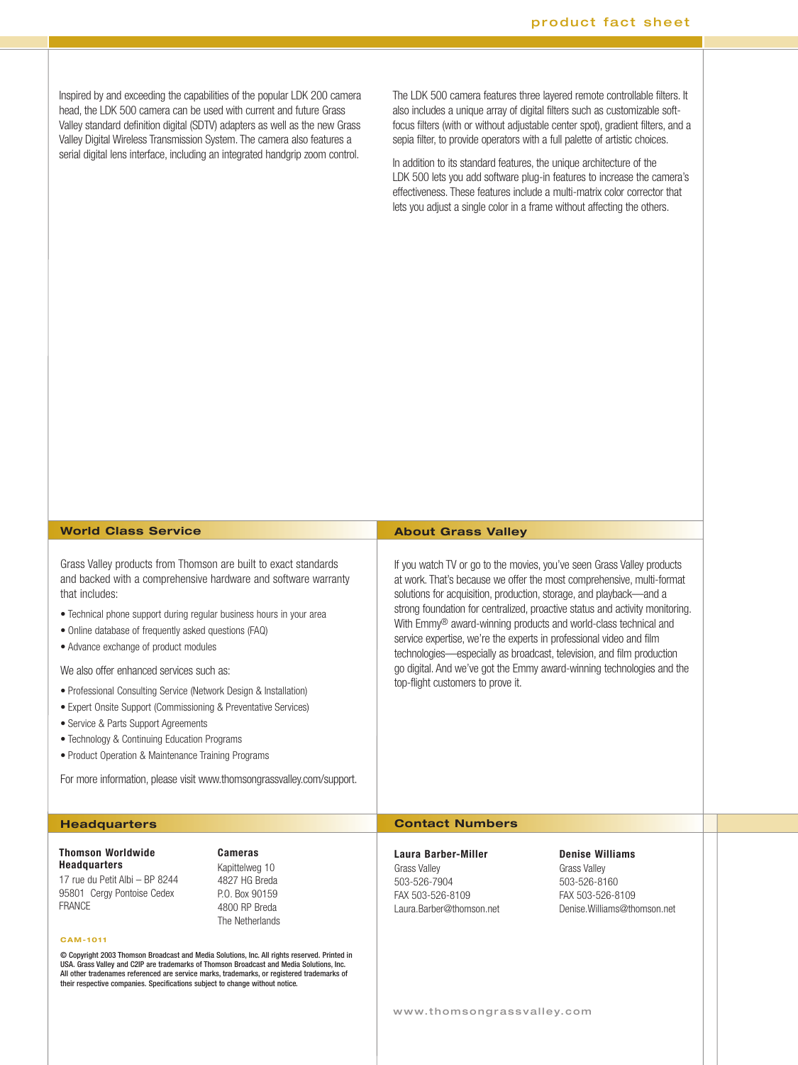Inspired by and exceeding the capabilities of the popular LDK 200 camera head, the LDK 500 camera can be used with current and future Grass Valley standard definition digital (SDTV) adapters as well as the new Grass Valley Digital Wireless Transmission System. The camera also features a serial digital lens interface, including an integrated handgrip zoom control.

The LDK 500 camera features three layered remote controllable filters. It also includes a unique array of digital filters such as customizable soft-focus filters (with or without adjustable center spot), gradient filters, and a sepia filter, to provide operators with a full palette of artistic choices.

In addition to its standard features, the unique architecture of the LDK 500 lets you add software plug-in features to increase the camera's effectiveness. These features include a multi-matrix color corrector that lets you adjust a single color in a frame without affecting the others.

## World Class Service

Grass Valley products from Thomson are built to exact standards and backed with a comprehensive hardware and software warranty that includes:

- Technical phone support during regular business hours in your area
- Online database of frequently asked questions (FAQ)
- Advance exchange of product modules

We also offer enhanced services such as:

- Professional Consulting Service (Network Design & Installation)
- Expert Onsite Support (Commissioning & Preventative Services)
- Service & Parts Support Agreements
- Technology & Continuing Education Programs
- Product Operation & Maintenance Training Programs

For more information, please visit www.thomsongrassvalley.com/support.

## About Grass Valley

If you watch TV or go to the movies, you've seen Grass Valley products at work. That's because we offer the most comprehensive, multi-format solutions for acquisition, production, storage, and playback—and a strong foundation for centralized, proactive status and activity monitoring. With Emmy® award-winning products and world-class technical and service expertise, we're the experts in professional video and film technologies—especially as broadcast, television, and film production go digital. And we've got the Emmy award-winning technologies and the top-flight customers to prove it.

## Headquarters

**Thomson Worldwide Headquarters**
17 rue du Petit Albi – BP 8244
95801 Cergy Pontoise Cedex
FRANCE

**Cameras**
Kapittelweg 10
4827 HG Breda
P.O. Box 90159
4800 RP Breda
The Netherlands

CAM-1011

© Copyright 2003 Thomson Broadcast and Media Solutions, Inc. All rights reserved. Printed in USA. Grass Valley and C2IP are trademarks of Thomson Broadcast and Media Solutions, Inc. All other tradenames referenced are service marks, trademarks, or registered trademarks of their respective companies. Specifications subject to change without notice.

## Contact Numbers

**Laura Barber-Miller**
Grass Valley
503-526-7904
FAX 503-526-8109
Laura.Barber@thomson.net

**Denise Williams**
Grass Valley
503-526-8160
FAX 503-526-8109
Denise.Williams@thomson.net

www.thomsongrassvalley.com